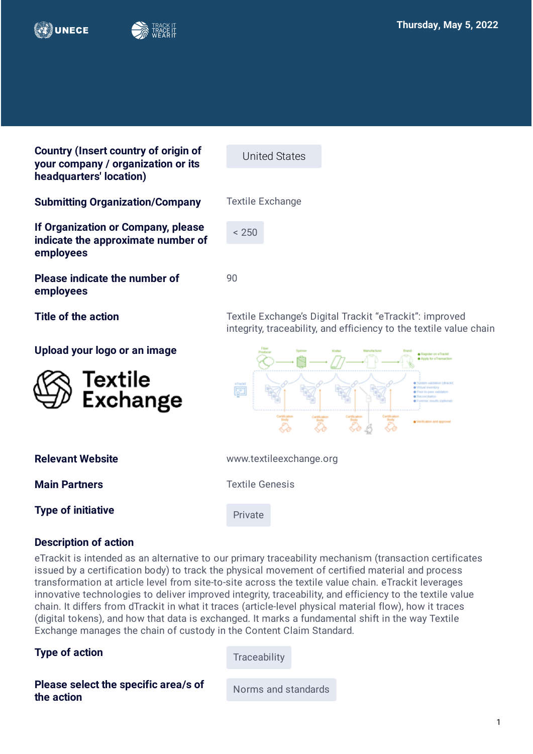Thursday, May 5, 2022

| | |
|---|---|
| **Country (Insert country of origin of your company / organization or its headquarters' location)** | United States |
| **Submitting Organization/Company** | Textile Exchange |
| **If Organization or Company, please indicate the approximate number of employees** | < 250 |
| **Please indicate the number of employees** | 90 |
| **Title of the action** | Textile Exchange's Digital Trackit "eTrackit": improved integrity, traceability, and efficiency to the textile value chain |
| **Upload your logo or an image** | |
| **Relevant Website** | www.textileexchange.org |
| **Main Partners** | Textile Genesis |
| **Type of initiative** | Private |

**Description of action**

eTrackit is intended as an alternative to our primary traceability mechanism (transaction certificates issued by a certification body) to track the physical movement of certified material and process transformation at article level from site-to-site across the textile value chain. eTrackit leverages innovative technologies to deliver improved integrity, traceability, and efficiency to the textile value chain. It differs from dTrackit in what it traces (article-level physical material flow), how it traces (digital tokens), and how that data is exchanged. It marks a fundamental shift in the way Textile Exchange manages the chain of custody in the Content Claim Standard.

| | |
|---|---|
| **Type of action** | Traceability |
| **Please select the specific area/s of the action** | Norms and standards |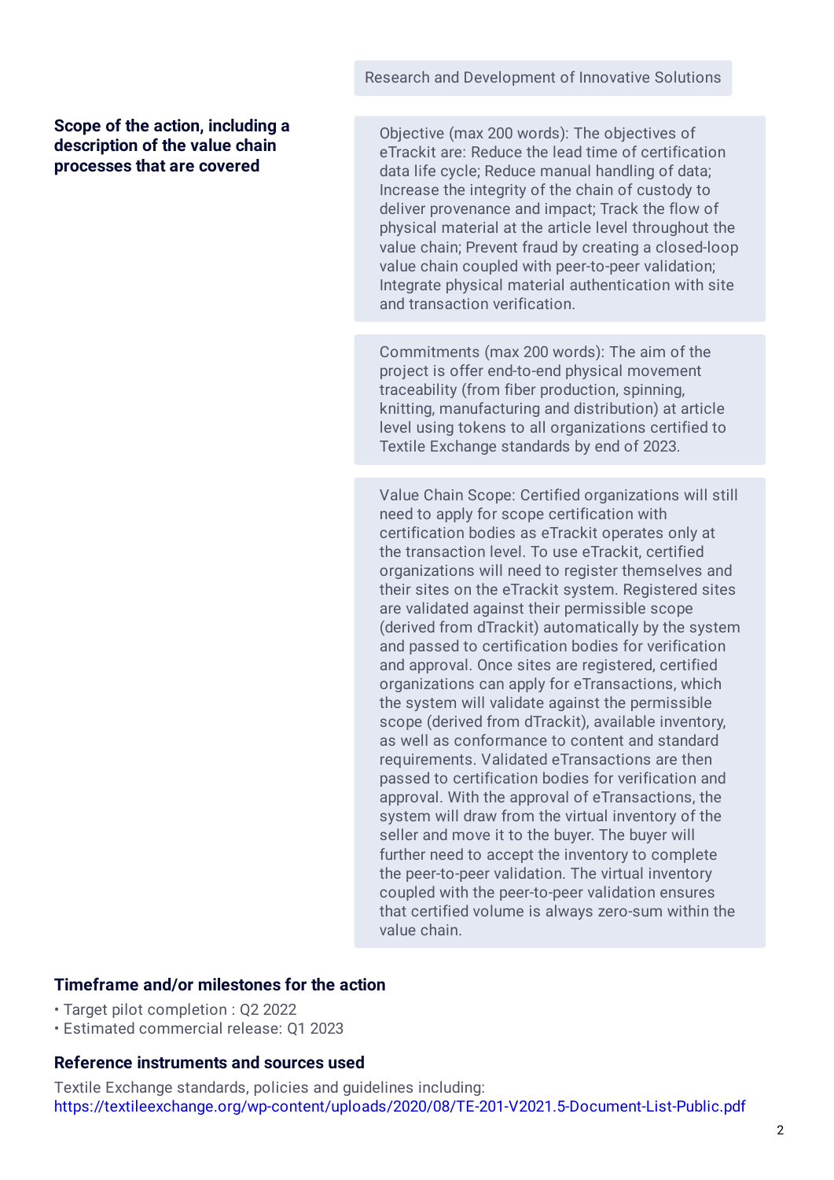Research and Development of Innovative Solutions

**Scope of the action, including a description of the value chain processes that are covered**

Objective (max 200 words): The objectives of eTrackit are: Reduce the lead time of certification data life cycle; Reduce manual handling of data; Increase the integrity of the chain of custody to deliver provenance and impact; Track the flow of physical material at the article level throughout the value chain; Prevent fraud by creating a closed-loop value chain coupled with peer-to-peer validation; Integrate physical material authentication with site and transaction verification.

Commitments (max 200 words): The aim of the project is offer end-to-end physical movement traceability (from fiber production, spinning, knitting, manufacturing and distribution) at article level using tokens to all organizations certified to Textile Exchange standards by end of 2023.

Value Chain Scope: Certified organizations will still need to apply for scope certification with certification bodies as eTrackit operates only at the transaction level. To use eTrackit, certified organizations will need to register themselves and their sites on the eTrackit system. Registered sites are validated against their permissible scope (derived from dTrackit) automatically by the system and passed to certification bodies for verification and approval. Once sites are registered, certified organizations can apply for eTransactions, which the system will validate against the permissible scope (derived from dTrackit), available inventory, as well as conformance to content and standard requirements. Validated eTransactions are then passed to certification bodies for verification and approval. With the approval of eTransactions, the system will draw from the virtual inventory of the seller and move it to the buyer. The buyer will further need to accept the inventory to complete the peer-to-peer validation. The virtual inventory coupled with the peer-to-peer validation ensures that certified volume is always zero-sum within the value chain.

**Timeframe and/or milestones for the action**

- Target pilot completion : Q2 2022
- Estimated commercial release: Q1 2023

**Reference instruments and sources used**

Textile Exchange standards, policies and guidelines including:
https://textileexchange.org/wp-content/uploads/2020/08/TE-201-V2021.5-Document-List-Public.pdf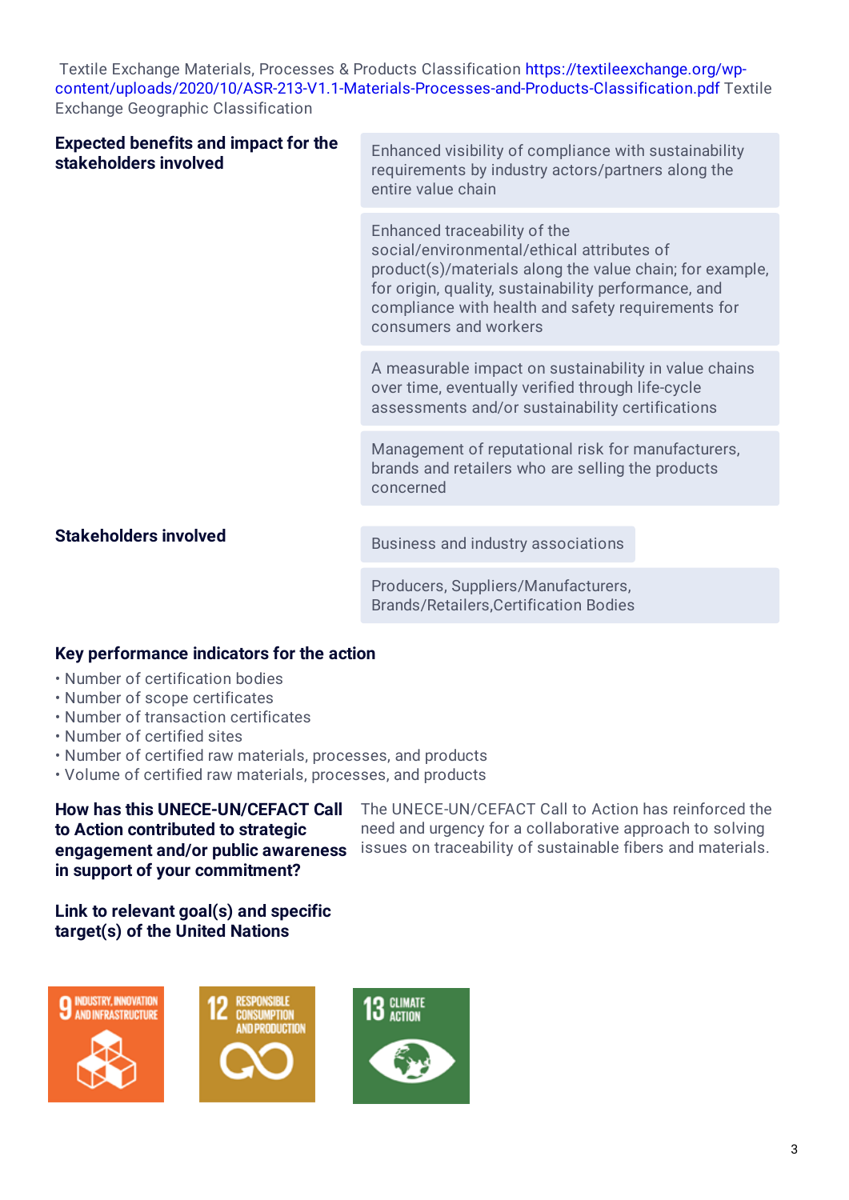Textile Exchange Materials, Processes & Products Classification https://textileexchange.org/wp-content/uploads/2020/10/ASR-213-V1.1-Materials-Processes-and-Products-Classification.pdf Textile Exchange Geographic Classification

**Expected benefits and impact for the stakeholders involved**

Enhanced visibility of compliance with sustainability requirements by industry actors/partners along the entire value chain

Enhanced traceability of the social/environmental/ethical attributes of product(s)/materials along the value chain; for example, for origin, quality, sustainability performance, and compliance with health and safety requirements for consumers and workers

A measurable impact on sustainability in value chains over time, eventually verified through life-cycle assessments and/or sustainability certifications

Management of reputational risk for manufacturers, brands and retailers who are selling the products concerned

**Stakeholders involved**

Business and industry associations

Producers, Suppliers/Manufacturers, Brands/Retailers,Certification Bodies

**Key performance indicators for the action**

- Number of certification bodies
- Number of scope certificates
- Number of transaction certificates
- Number of certified sites
- Number of certified raw materials, processes, and products
- Volume of certified raw materials, processes, and products

**How has this UNECE-UN/CEFACT Call to Action contributed to strategic engagement and/or public awareness in support of your commitment?**

The UNECE-UN/CEFACT Call to Action has reinforced the need and urgency for a collaborative approach to solving issues on traceability of sustainable fibers and materials.

**Link to relevant goal(s) and specific target(s) of the United Nations**

9 INDUSTRY, INNOVATION AND INFRASTRUCTURE

12 RESPONSIBLE CONSUMPTION AND PRODUCTION

13 CLIMATE ACTION